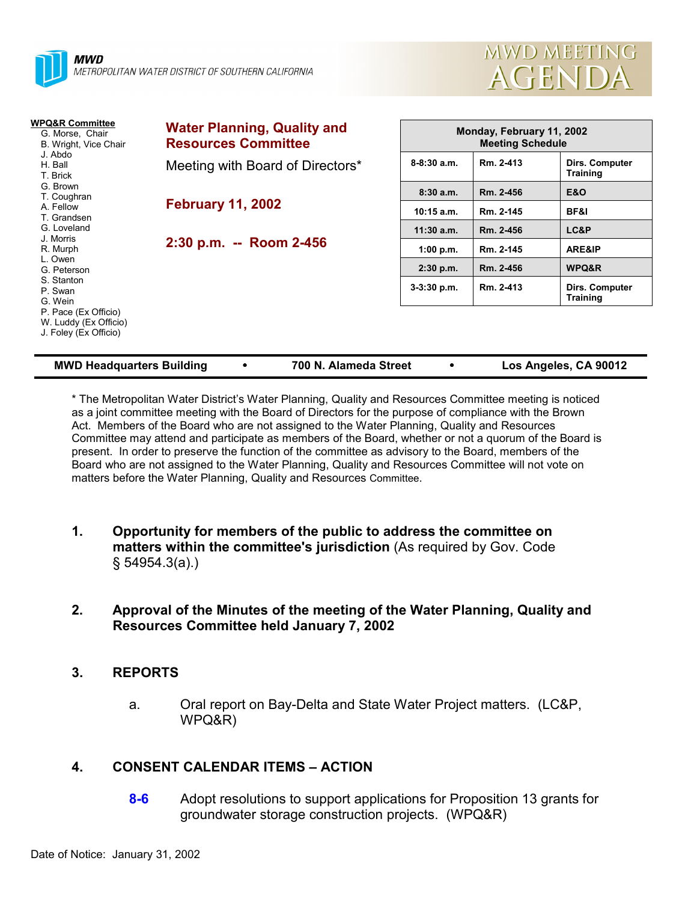**MWD**
*METROPOLITAN WATER DISTRICT OF SOUTHERN CALIFORNIA*

# MWD MEETING AGENDA

**WPQ&R Committee**
G. Morse, Chair
B. Wright, Vice Chair
J. Abdo
H. Ball
T. Brick
G. Brown
T. Coughran
A. Fellow
T. Grandsen
G. Loveland
J. Morris
R. Murph
L. Owen
G. Peterson
S. Stanton
P. Swan
G. Wein
P. Pace (Ex Officio)
W. Luddy (Ex Officio)
J. Foley (Ex Officio)

## Water Planning, Quality and Resources Committee

Meeting with Board of Directors*

**February 11, 2002**

**2:30 p.m. -- Room 2-456**

| Monday, February 11, 2002 Meeting Schedule | | |
|---|---|---|
| 8-8:30 a.m. | Rm. 2-413 | Dirs. Computer Training |
| 8:30 a.m. | Rm. 2-456 | E&O |
| 10:15 a.m. | Rm. 2-145 | BF&I |
| 11:30 a.m. | Rm. 2-456 | LC&P |
| 1:00 p.m. | Rm. 2-145 | ARE&IP |
| 2:30 p.m. | Rm. 2-456 | WPQ&R |
| 3-3:30 p.m. | Rm. 2-413 | Dirs. Computer Training |

**MWD Headquarters Building • 700 N. Alameda Street • Los Angeles, CA 90012**

* The Metropolitan Water District's Water Planning, Quality and Resources Committee meeting is noticed as a joint committee meeting with the Board of Directors for the purpose of compliance with the Brown Act. Members of the Board who are not assigned to the Water Planning, Quality and Resources Committee may attend and participate as members of the Board, whether or not a quorum of the Board is present. In order to preserve the function of the committee as advisory to the Board, members of the Board who are not assigned to the Water Planning, Quality and Resources Committee will not vote on matters before the Water Planning, Quality and Resources Committee.

1. **Opportunity for members of the public to address the committee on matters within the committee's jurisdiction** (As required by Gov. Code § 54954.3(a).)

2. **Approval of the Minutes of the meeting of the Water Planning, Quality and Resources Committee held January 7, 2002**

3. **REPORTS**

   a. Oral report on Bay-Delta and State Water Project matters. (LC&P, WPQ&R)

4. **CONSENT CALENDAR ITEMS – ACTION**

   **8-6** Adopt resolutions to support applications for Proposition 13 grants for groundwater storage construction projects. (WPQ&R)

Date of Notice: January 31, 2002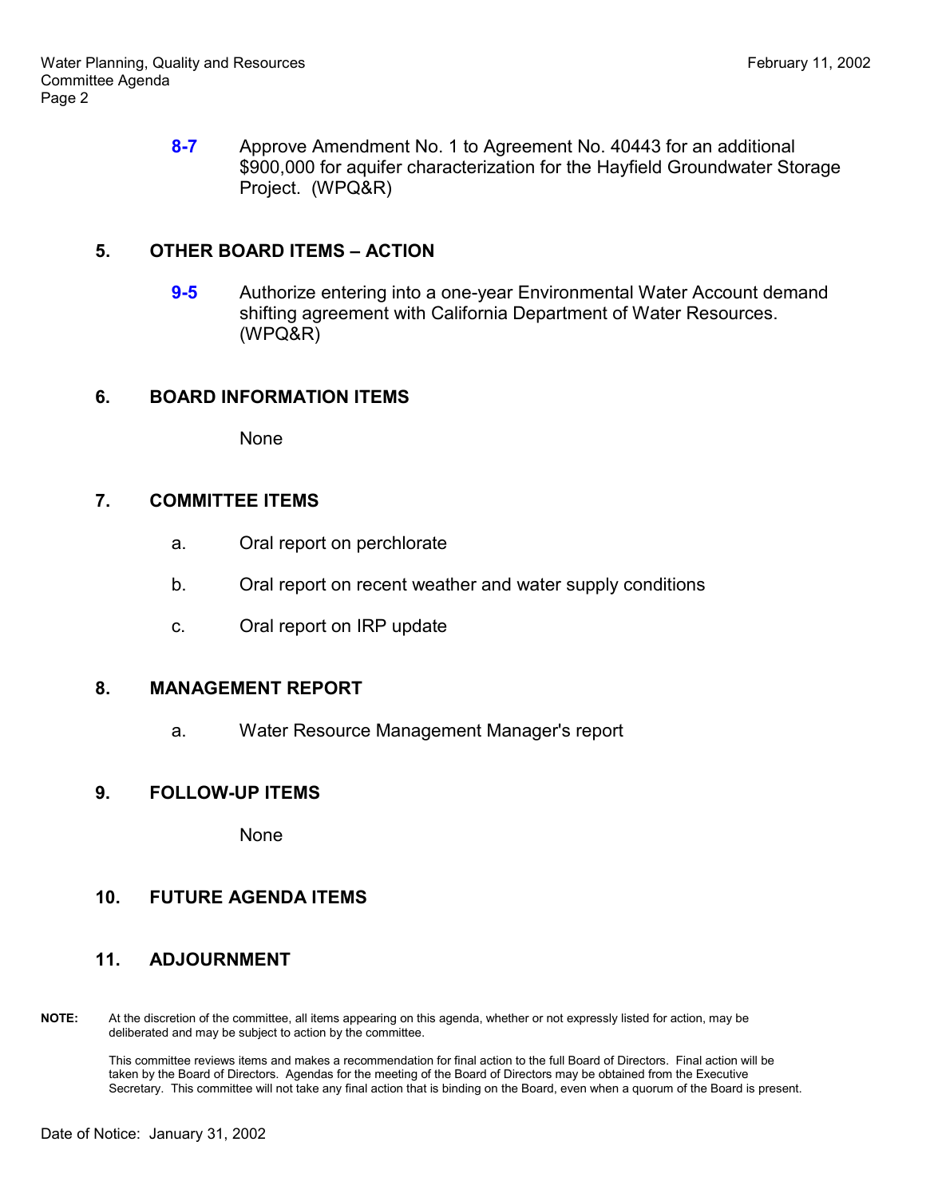**8-7** Approve Amendment No. 1 to Agreement No. 40443 for an additional $900,000 for aquifer characterization for the Hayfield Groundwater Storage Project. (WPQ&R)

## 5. OTHER BOARD ITEMS – ACTION

**9-5** Authorize entering into a one-year Environmental Water Account demand shifting agreement with California Department of Water Resources. (WPQ&R)

## 6. BOARD INFORMATION ITEMS

None

## 7. COMMITTEE ITEMS

a. Oral report on perchlorate

b. Oral report on recent weather and water supply conditions

c. Oral report on IRP update

## 8. MANAGEMENT REPORT

a. Water Resource Management Manager's report

## 9. FOLLOW-UP ITEMS

None

## 10. FUTURE AGENDA ITEMS

## 11. ADJOURNMENT

**NOTE:** At the discretion of the committee, all items appearing on this agenda, whether or not expressly listed for action, may be deliberated and may be subject to action by the committee.

This committee reviews items and makes a recommendation for final action to the full Board of Directors. Final action will be taken by the Board of Directors. Agendas for the meeting of the Board of Directors may be obtained from the Executive Secretary. This committee will not take any final action that is binding on the Board, even when a quorum of the Board is present.

Date of Notice: January 31, 2002